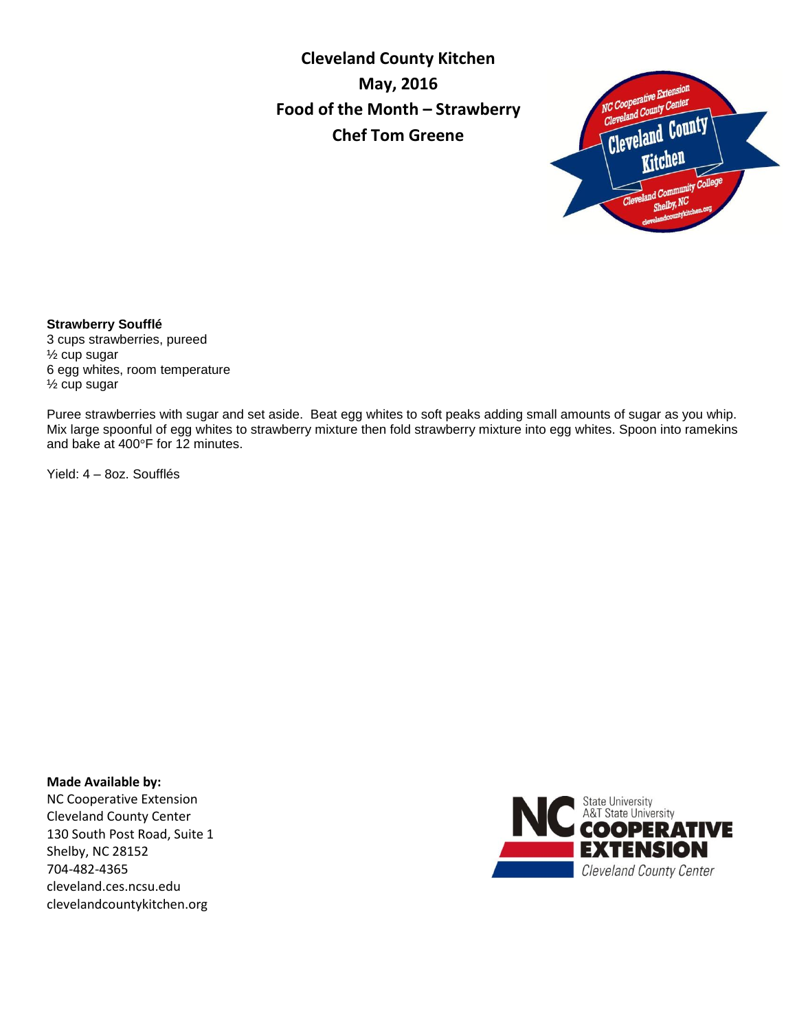# Cleveland County Kitchen

**May, 2016**

**Food of the Month – Strawberry**

**Chef Tom Greene**

**Strawberry Soufflé**

3 cups strawberries, pureed
½ cup sugar
6 egg whites, room temperature
½ cup sugar

Puree strawberries with sugar and set aside. Beat egg whites to soft peaks adding small amounts of sugar as you whip. Mix large spoonful of egg whites to strawberry mixture then fold strawberry mixture into egg whites. Spoon into ramekins and bake at 400°F for 12 minutes.

Yield: 4 – 8oz. Soufflés

**Made Available by:**
NC Cooperative Extension
Cleveland County Center
130 South Post Road, Suite 1
Shelby, NC 28152
704-482-4365
cleveland.ces.ncsu.edu
clevelandcountykitchen.org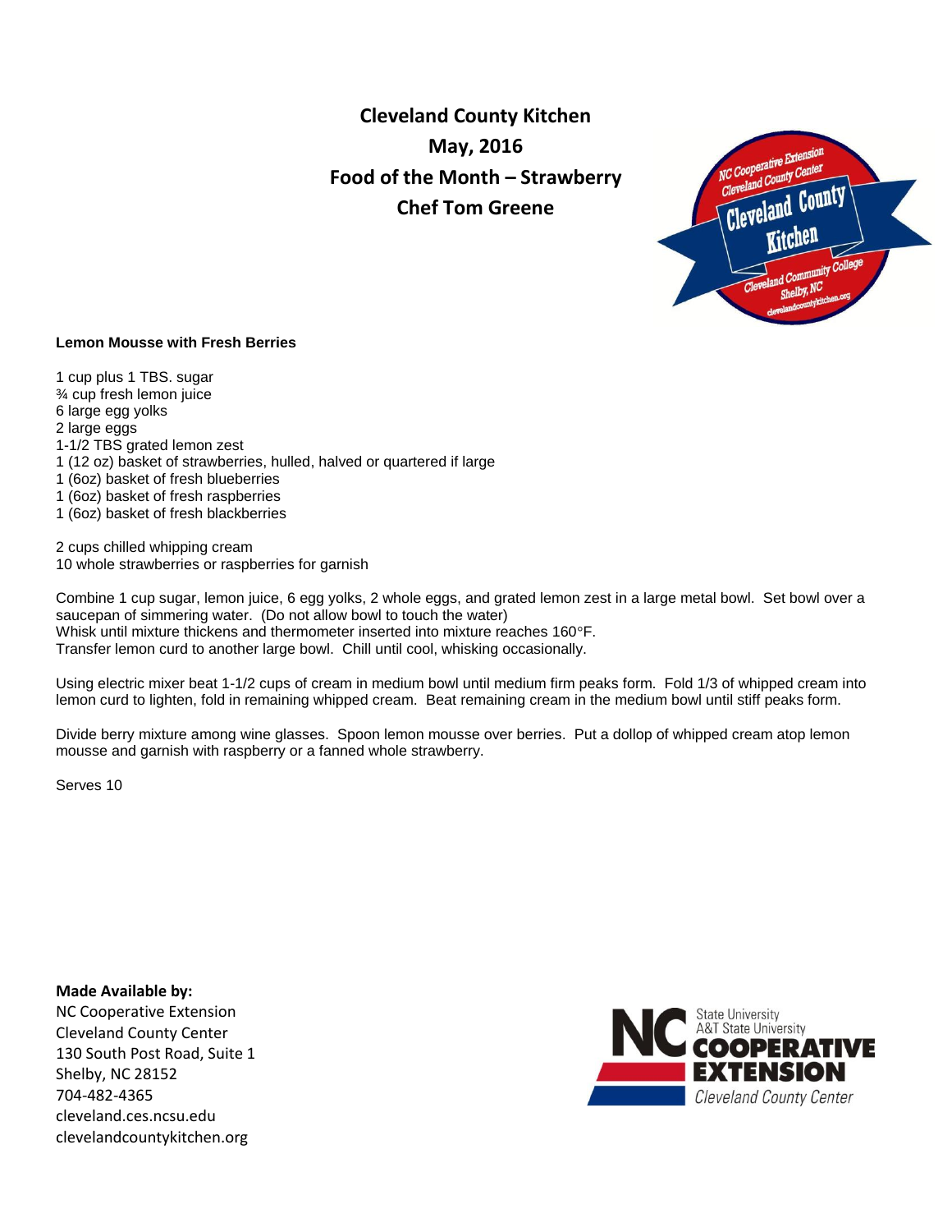**Cleveland County Kitchen**

**May, 2016**

**Food of the Month – Strawberry**

**Chef Tom Greene**

**Lemon Mousse with Fresh Berries**

1 cup plus 1 TBS. sugar
¾ cup fresh lemon juice
6 large egg yolks
2 large eggs
1-1/2 TBS grated lemon zest
1 (12 oz) basket of strawberries, hulled, halved or quartered if large
1 (6oz) basket of fresh blueberries
1 (6oz) basket of fresh raspberries
1 (6oz) basket of fresh blackberries

2 cups chilled whipping cream
10 whole strawberries or raspberries for garnish

Combine 1 cup sugar, lemon juice, 6 egg yolks, 2 whole eggs, and grated lemon zest in a large metal bowl. Set bowl over a saucepan of simmering water. (Do not allow bowl to touch the water)
Whisk until mixture thickens and thermometer inserted into mixture reaches 160°F.
Transfer lemon curd to another large bowl. Chill until cool, whisking occasionally.

Using electric mixer beat 1-1/2 cups of cream in medium bowl until medium firm peaks form. Fold 1/3 of whipped cream into lemon curd to lighten, fold in remaining whipped cream. Beat remaining cream in the medium bowl until stiff peaks form.

Divide berry mixture among wine glasses. Spoon lemon mousse over berries. Put a dollop of whipped cream atop lemon mousse and garnish with raspberry or a fanned whole strawberry.

Serves 10

**Made Available by:**
NC Cooperative Extension
Cleveland County Center
130 South Post Road, Suite 1
Shelby, NC 28152
704-482-4365
cleveland.ces.ncsu.edu
clevelandcountykitchen.org